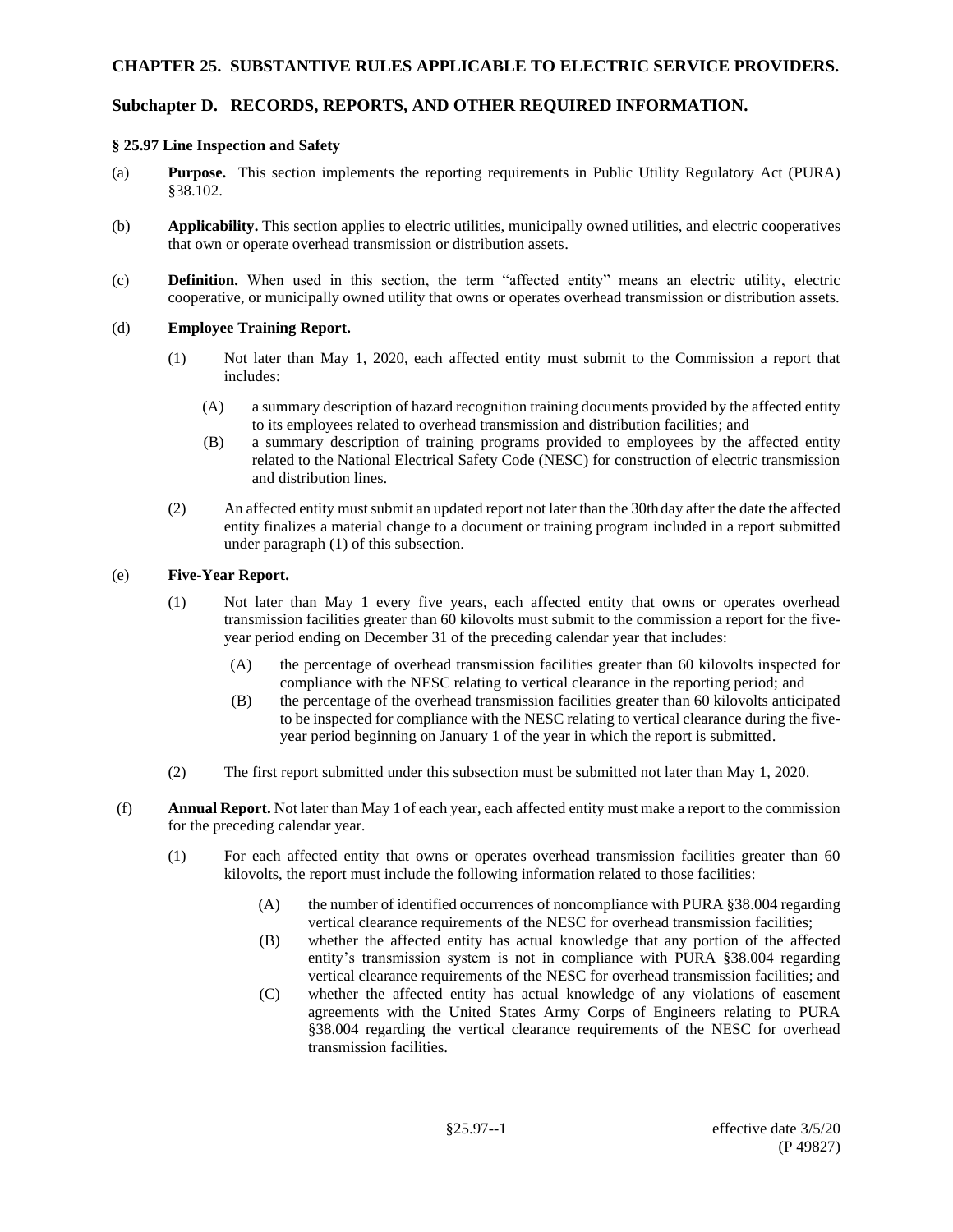# CHAPTER 25. SUBSTANTIVE RULES APPLICABLE TO ELECTRIC SERVICE PROVIDERS.

## Subchapter D. RECORDS, REPORTS, AND OTHER REQUIRED INFORMATION.

### § 25.97 Line Inspection and Safety

(a) **Purpose.** This section implements the reporting requirements in Public Utility Regulatory Act (PURA) §38.102.

(b) **Applicability.** This section applies to electric utilities, municipally owned utilities, and electric cooperatives that own or operate overhead transmission or distribution assets.

(c) **Definition.** When used in this section, the term "affected entity" means an electric utility, electric cooperative, or municipally owned utility that owns or operates overhead transmission or distribution assets.

(d) **Employee Training Report.**

(1) Not later than May 1, 2020, each affected entity must submit to the Commission a report that includes:

(A) a summary description of hazard recognition training documents provided by the affected entity to its employees related to overhead transmission and distribution facilities; and

(B) a summary description of training programs provided to employees by the affected entity related to the National Electrical Safety Code (NESC) for construction of electric transmission and distribution lines.

(2) An affected entity must submit an updated report not later than the 30th day after the date the affected entity finalizes a material change to a document or training program included in a report submitted under paragraph (1) of this subsection.

(e) **Five-Year Report.**

(1) Not later than May 1 every five years, each affected entity that owns or operates overhead transmission facilities greater than 60 kilovolts must submit to the commission a report for the five-year period ending on December 31 of the preceding calendar year that includes:

(A) the percentage of overhead transmission facilities greater than 60 kilovolts inspected for compliance with the NESC relating to vertical clearance in the reporting period; and

(B) the percentage of the overhead transmission facilities greater than 60 kilovolts anticipated to be inspected for compliance with the NESC relating to vertical clearance during the five-year period beginning on January 1 of the year in which the report is submitted.

(2) The first report submitted under this subsection must be submitted not later than May 1, 2020.

(f) **Annual Report.** Not later than May 1 of each year, each affected entity must make a report to the commission for the preceding calendar year.

(1) For each affected entity that owns or operates overhead transmission facilities greater than 60 kilovolts, the report must include the following information related to those facilities:

(A) the number of identified occurrences of noncompliance with PURA §38.004 regarding vertical clearance requirements of the NESC for overhead transmission facilities;

(B) whether the affected entity has actual knowledge that any portion of the affected entity's transmission system is not in compliance with PURA §38.004 regarding vertical clearance requirements of the NESC for overhead transmission facilities; and

(C) whether the affected entity has actual knowledge of any violations of easement agreements with the United States Army Corps of Engineers relating to PURA §38.004 regarding the vertical clearance requirements of the NESC for overhead transmission facilities.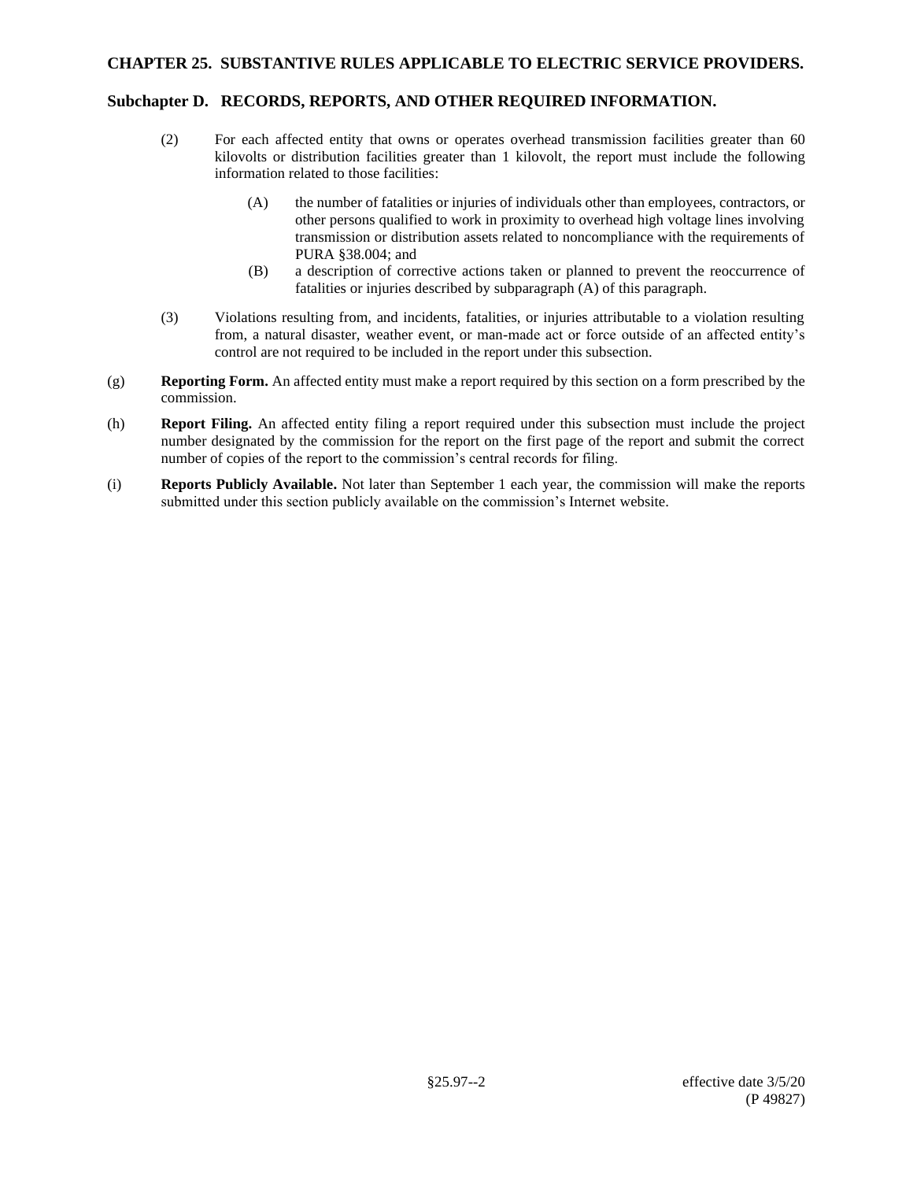(2) For each affected entity that owns or operates overhead transmission facilities greater than 60 kilovolts or distribution facilities greater than 1 kilovolt, the report must include the following information related to those facilities:

(A) the number of fatalities or injuries of individuals other than employees, contractors, or other persons qualified to work in proximity to overhead high voltage lines involving transmission or distribution assets related to noncompliance with the requirements of PURA §38.004; and

(B) a description of corrective actions taken or planned to prevent the reoccurrence of fatalities or injuries described by subparagraph (A) of this paragraph.

(3) Violations resulting from, and incidents, fatalities, or injuries attributable to a violation resulting from, a natural disaster, weather event, or man-made act or force outside of an affected entity's control are not required to be included in the report under this subsection.

(g) **Reporting Form.** An affected entity must make a report required by this section on a form prescribed by the commission.

(h) **Report Filing.** An affected entity filing a report required under this subsection must include the project number designated by the commission for the report on the first page of the report and submit the correct number of copies of the report to the commission's central records for filing.

(i) **Reports Publicly Available.** Not later than September 1 each year, the commission will make the reports submitted under this section publicly available on the commission's Internet website.